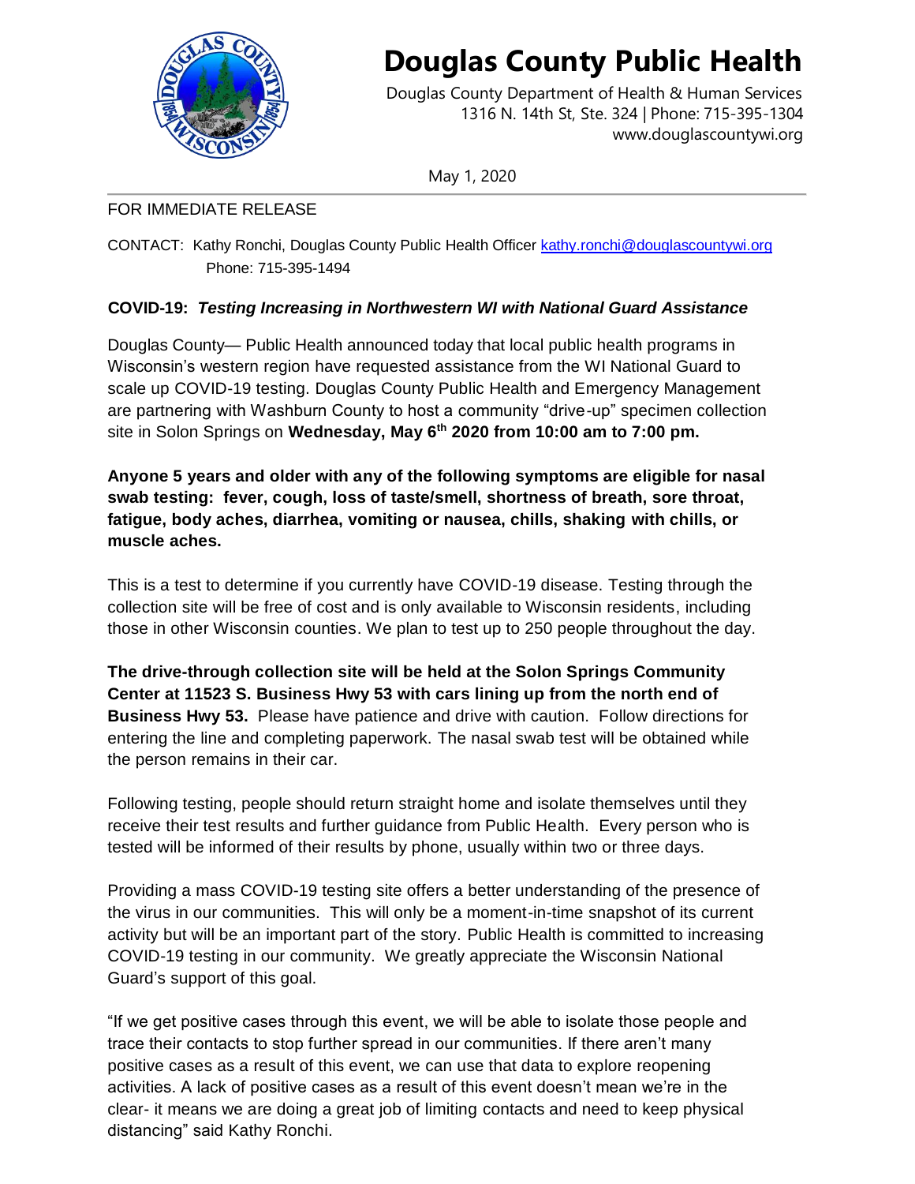# Douglas County Public Health

Douglas County Department of Health & Human Services
1316 N. 14th St, Ste. 324 | Phone: 715-395-1304
www.douglascountywi.org

May 1, 2020

FOR IMMEDIATE RELEASE

CONTACT: Kathy Ronchi, Douglas County Public Health Officer kathy.ronchi@douglascountywi.org
Phone: 715-395-1494

**COVID-19: *Testing Increasing in Northwestern WI with National Guard Assistance***

Douglas County— Public Health announced today that local public health programs in Wisconsin's western region have requested assistance from the WI National Guard to scale up COVID-19 testing. Douglas County Public Health and Emergency Management are partnering with Washburn County to host a community "drive-up" specimen collection site in Solon Springs on **Wednesday, May 6th 2020 from 10:00 am to 7:00 pm.**

**Anyone 5 years and older with any of the following symptoms are eligible for nasal swab testing: fever, cough, loss of taste/smell, shortness of breath, sore throat, fatigue, body aches, diarrhea, vomiting or nausea, chills, shaking with chills, or muscle aches.**

This is a test to determine if you currently have COVID-19 disease. Testing through the collection site will be free of cost and is only available to Wisconsin residents, including those in other Wisconsin counties. We plan to test up to 250 people throughout the day.

**The drive-through collection site will be held at the Solon Springs Community Center at 11523 S. Business Hwy 53 with cars lining up from the north end of Business Hwy 53.** Please have patience and drive with caution. Follow directions for entering the line and completing paperwork. The nasal swab test will be obtained while the person remains in their car.

Following testing, people should return straight home and isolate themselves until they receive their test results and further guidance from Public Health. Every person who is tested will be informed of their results by phone, usually within two or three days.

Providing a mass COVID-19 testing site offers a better understanding of the presence of the virus in our communities. This will only be a moment-in-time snapshot of its current activity but will be an important part of the story. Public Health is committed to increasing COVID-19 testing in our community. We greatly appreciate the Wisconsin National Guard's support of this goal.

"If we get positive cases through this event, we will be able to isolate those people and trace their contacts to stop further spread in our communities. If there aren't many positive cases as a result of this event, we can use that data to explore reopening activities. A lack of positive cases as a result of this event doesn't mean we're in the clear- it means we are doing a great job of limiting contacts and need to keep physical distancing" said Kathy Ronchi.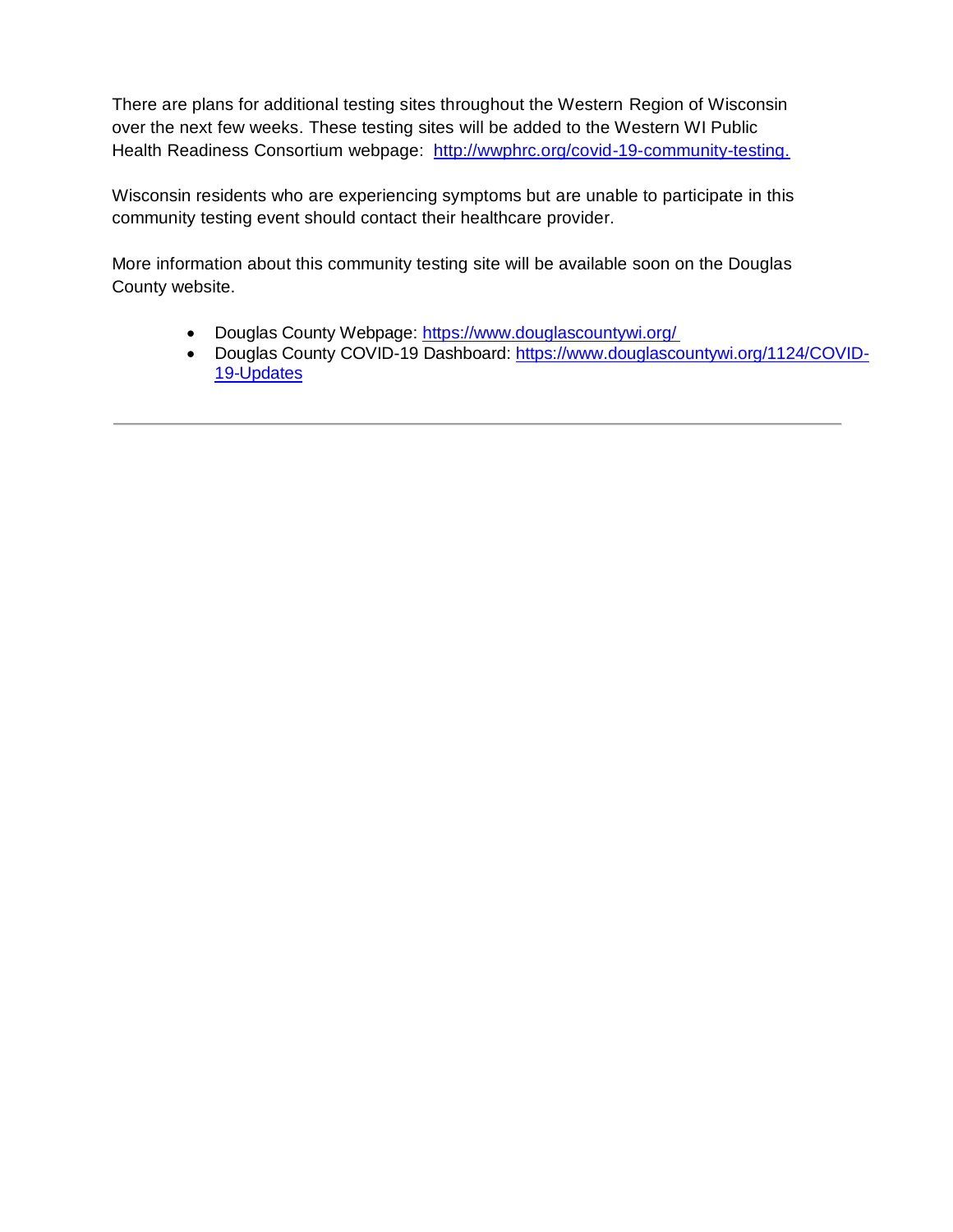There are plans for additional testing sites throughout the Western Region of Wisconsin over the next few weeks. These testing sites will be added to the Western WI Public Health Readiness Consortium webpage: [http://wwphrc.org/covid-19-community-testing.](http://wwphrc.org/covid-19-community-testing)

Wisconsin residents who are experiencing symptoms but are unable to participate in this community testing event should contact their healthcare provider.

More information about this community testing site will be available soon on the Douglas County website.

- Douglas County Webpage: [https://www.douglascountywi.org/](https://www.douglascountywi.org/)
- Douglas County COVID-19 Dashboard: [https://www.douglascountywi.org/1124/COVID-19-Updates](https://www.douglascountywi.org/1124/COVID-19-Updates)

---